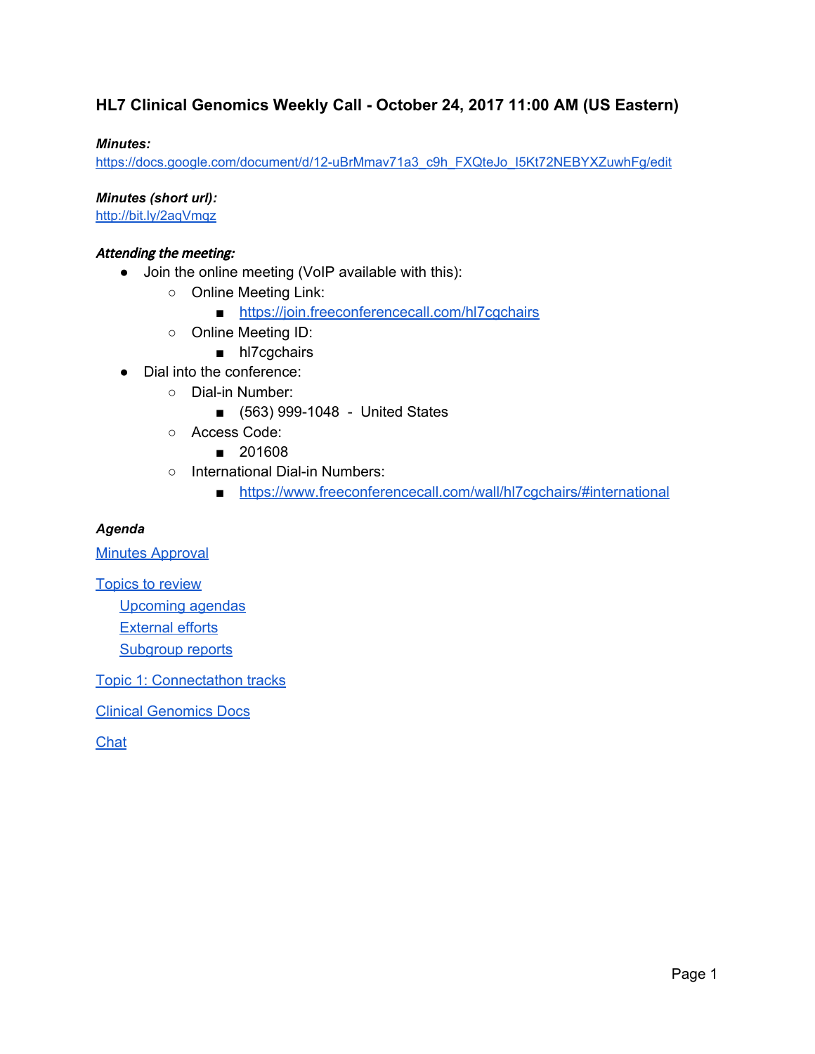# HL7 Clinical Genomics Weekly Call - October 24, 2017 11:00 AM (US Eastern)

***Minutes:***
https://docs.google.com/document/d/12-uBrMmav71a3_c9h_FXQteJo_I5Kt72NEBYXZuwhFg/edit

***Minutes (short url):***
http://bit.ly/2aqVmqz

***Attending the meeting:***

- Join the online meeting (VoIP available with this):
  - Online Meeting Link:
    - https://join.freeconferencecall.com/hl7cgchairs
  - Online Meeting ID:
    - hl7cgchairs
- Dial into the conference:
  - Dial-in Number:
    - (563) 999-1048 - United States
  - Access Code:
    - 201608
  - International Dial-in Numbers:
    - https://www.freeconferencecall.com/wall/hl7cgchairs/#international

***Agenda***

Minutes Approval

Topics to review
- Upcoming agendas
- External efforts
- Subgroup reports

Topic 1: Connectathon tracks

Clinical Genomics Docs

Chat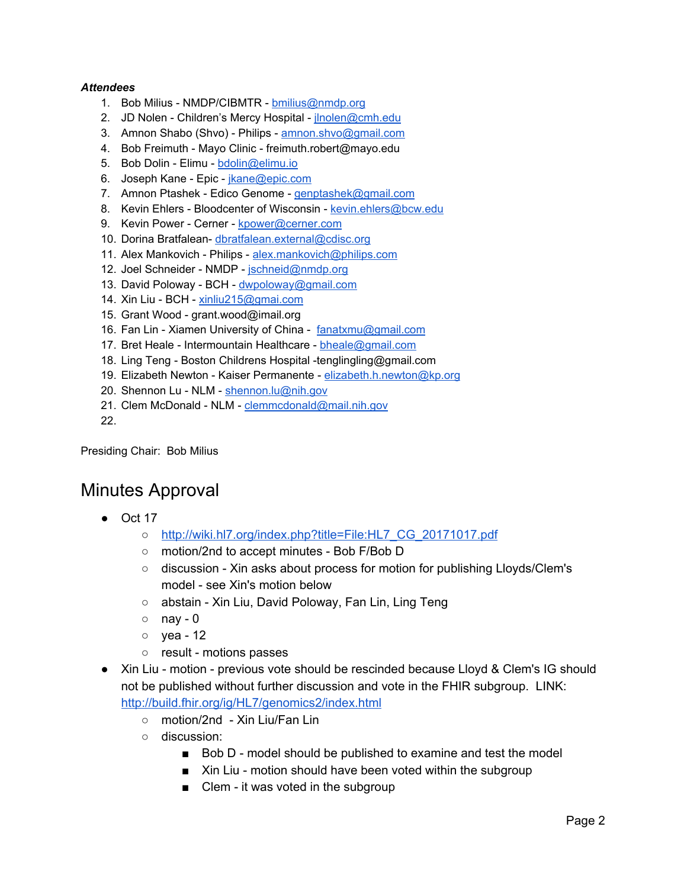***Attendees***

1. Bob Milius - NMDP/CIBMTR - bmilius@nmdp.org
2. JD Nolen - Children's Mercy Hospital - jlnolen@cmh.edu
3. Amnon Shabo (Shvo) - Philips - amnon.shvo@gmail.com
4. Bob Freimuth - Mayo Clinic - freimuth.robert@mayo.edu
5. Bob Dolin - Elimu - bdolin@elimu.io
6. Joseph Kane - Epic - jkane@epic.com
7. Amnon Ptashek - Edico Genome - genptashek@gmail.com
8. Kevin Ehlers - Bloodcenter of Wisconsin - kevin.ehlers@bcw.edu
9. Kevin Power - Cerner - kpower@cerner.com
10. Dorina Bratfalean- dbratfalean.external@cdisc.org
11. Alex Mankovich - Philips - alex.mankovich@philips.com
12. Joel Schneider - NMDP - jschneid@nmdp.org
13. David Poloway - BCH - dwpoloway@gmail.com
14. Xin Liu - BCH - xinliu215@gmai.com
15. Grant Wood - grant.wood@imail.org
16. Fan Lin - Xiamen University of China - fanatxmu@gmail.com
17. Bret Heale - Intermountain Healthcare - bheale@gmail.com
18. Ling Teng - Boston Childrens Hospital -tenglingling@gmail.com
19. Elizabeth Newton - Kaiser Permanente - elizabeth.h.newton@kp.org
20. Shennon Lu - NLM - shennon.lu@nih.gov
21. Clem McDonald - NLM - clemmcdonald@mail.nih.gov
22.

Presiding Chair: Bob Milius

# Minutes Approval

- Oct 17
  - http://wiki.hl7.org/index.php?title=File:HL7_CG_20171017.pdf
  - motion/2nd to accept minutes - Bob F/Bob D
  - discussion - Xin asks about process for motion for publishing Lloyds/Clem's model - see Xin's motion below
  - abstain - Xin Liu, David Poloway, Fan Lin, Ling Teng
  - nay - 0
  - yea - 12
  - result - motions passes
- Xin Liu - motion - previous vote should be rescinded because Lloyd & Clem's IG should not be published without further discussion and vote in the FHIR subgroup. LINK: http://build.fhir.org/ig/HL7/genomics2/index.html
  - motion/2nd - Xin Liu/Fan Lin
  - discussion:
    - Bob D - model should be published to examine and test the model
    - Xin Liu - motion should have been voted within the subgroup
    - Clem - it was voted in the subgroup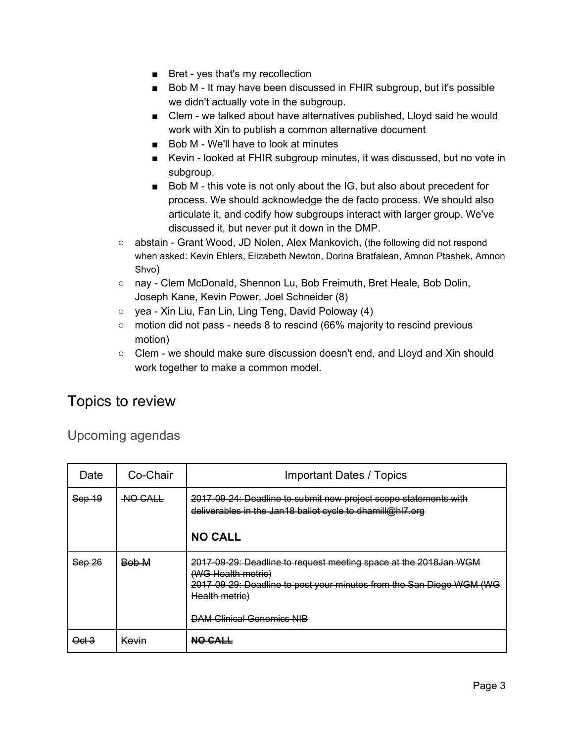- Bret - yes that's my recollection
        - Bob M - It may have been discussed in FHIR subgroup, but it's possible we didn't actually vote in the subgroup.
        - Clem - we talked about have alternatives published, Lloyd said he would work with Xin to publish a common alternative document
        - Bob M - We'll have to look at minutes
        - Kevin - looked at FHIR subgroup minutes, it was discussed, but no vote in subgroup.
        - Bob M - this vote is not only about the IG, but also about precedent for process. We should acknowledge the de facto process. We should also articulate it, and codify how subgroups interact with larger group. We've discussed it, but never put it down in the DMP.
    - abstain - Grant Wood, JD Nolen, Alex Mankovich, (the following did not respond when asked: Kevin Ehlers, Elizabeth Newton, Dorina Bratfalean, Amnon Ptashek, Amnon Shvo)
    - nay - Clem McDonald, Shennon Lu, Bob Freimuth, Bret Heale, Bob Dolin, Joseph Kane, Kevin Power, Joel Schneider (8)
    - yea - Xin Liu, Fan Lin, Ling Teng, David Poloway (4)
    - motion did not pass - needs 8 to rescind (66% majority to rescind previous motion)
    - Clem - we should make sure discussion doesn't end, and Lloyd and Xin should work together to make a common model.

# Topics to review

## Upcoming agendas

| Date | Co-Chair | Important Dates / Topics |
|---|---|---|
| ~~Sep 19~~ | ~~NO CALL~~ | ~~2017-09-24: Deadline to submit new project scope statements with deliverables in the Jan18 ballot cycle to dhamill@hl7.org~~<br><br>~~**NO CALL**~~ |
| ~~Sep 26~~ | ~~Bob M~~ | ~~2017-09-29: Deadline to request meeting space at the 2018Jan WGM (WG Health metric)~~<br>~~2017-09-29: Deadline to post your minutes from the San Diego WGM (WG Health metric)~~<br><br>~~DAM Clinical Genomics NIB~~ |
| ~~Oct 3~~ | ~~Kevin~~ | ~~**NO CALL**~~ |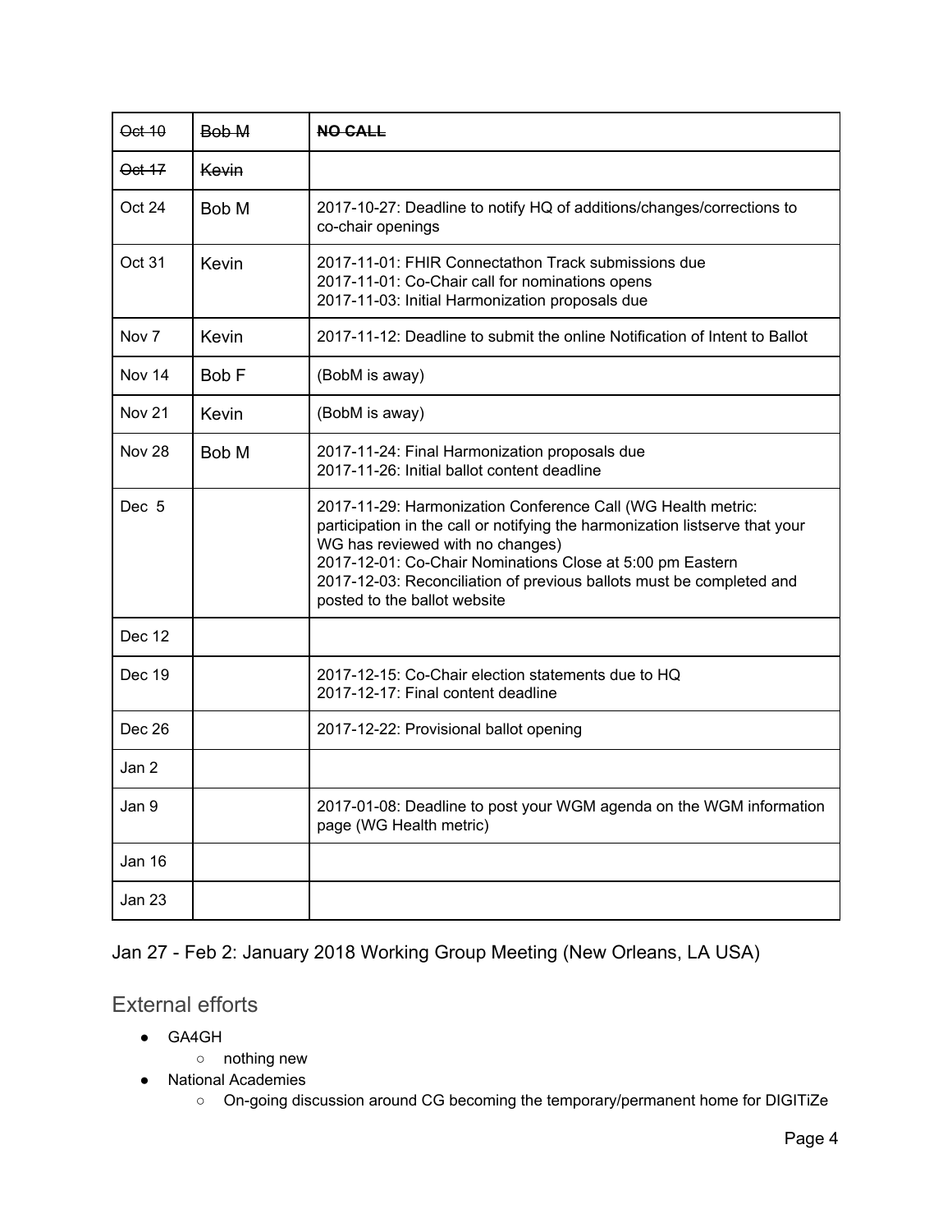| ~~Oct 10~~ | ~~Bob M~~ | ~~**NO CALL**~~ |
| --- | --- | --- |
| ~~Oct 17~~ | ~~Kevin~~ | |
| Oct 24 | Bob M | 2017-10-27: Deadline to notify HQ of additions/changes/corrections to co-chair openings |
| Oct 31 | Kevin | 2017-11-01: FHIR Connectathon Track submissions due<br>2017-11-01: Co-Chair call for nominations opens<br>2017-11-03: Initial Harmonization proposals due |
| Nov 7 | Kevin | 2017-11-12: Deadline to submit the online Notification of Intent to Ballot |
| Nov 14 | Bob F | (BobM is away) |
| Nov 21 | Kevin | (BobM is away) |
| Nov 28 | Bob M | 2017-11-24: Final Harmonization proposals due<br>2017-11-26: Initial ballot content deadline |
| Dec 5 | | 2017-11-29: Harmonization Conference Call (WG Health metric: participation in the call or notifying the harmonization listserve that your WG has reviewed with no changes)<br>2017-12-01: Co-Chair Nominations Close at 5:00 pm Eastern<br>2017-12-03: Reconciliation of previous ballots must be completed and posted to the ballot website |
| Dec 12 | | |
| Dec 19 | | 2017-12-15: Co-Chair election statements due to HQ<br>2017-12-17: Final content deadline |
| Dec 26 | | 2017-12-22: Provisional ballot opening |
| Jan 2 | | |
| Jan 9 | | 2017-01-08: Deadline to post your WGM agenda on the WGM information page (WG Health metric) |
| Jan 16 | | |
| Jan 23 | | |

Jan 27 - Feb 2: January 2018 Working Group Meeting (New Orleans, LA USA)

## External efforts

- GA4GH
  - nothing new
- National Academies
  - On-going discussion around CG becoming the temporary/permanent home for DIGITiZe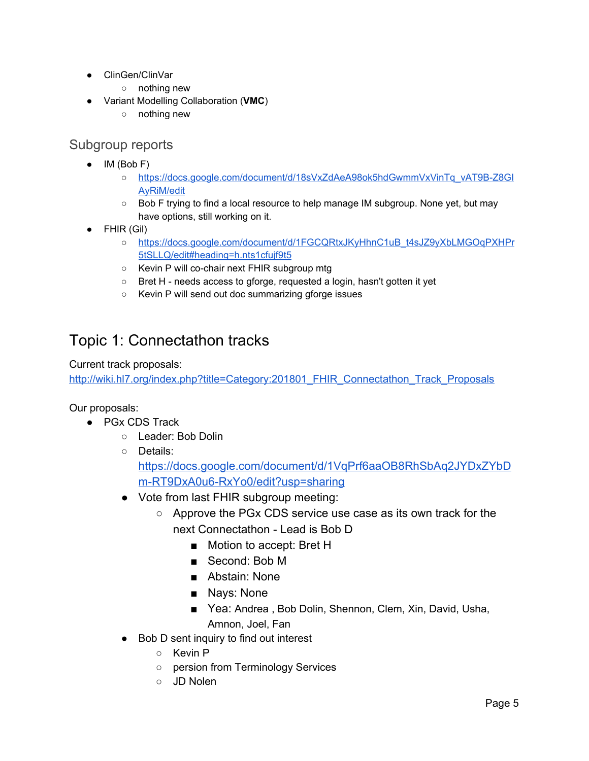- ClinGen/ClinVar
    - nothing new
- Variant Modelling Collaboration (**VMC**)
    - nothing new

## Subgroup reports

- IM (Bob F)
    - [https://docs.google.com/document/d/18sVxZdAeA98ok5hdGwmmVxVinTq_vAT9B-Z8GIAyRiM/edit](https://docs.google.com/document/d/18sVxZdAeA98ok5hdGwmmVxVinTq_vAT9B-Z8GIAyRiM/edit)
    - Bob F trying to find a local resource to help manage IM subgroup. None yet, but may have options, still working on it.
- FHIR (Gil)
    - [https://docs.google.com/document/d/1FGCQRtxJKyHhnC1uB_t4sJZ9yXbLMGOqPXHPr5tSLLQ/edit#heading=h.nts1cfujf9t5](https://docs.google.com/document/d/1FGCQRtxJKyHhnC1uB_t4sJZ9yXbLMGOqPXHPr5tSLLQ/edit#heading=h.nts1cfujf9t5)
    - Kevin P will co-chair next FHIR subgroup mtg
    - Bret H - needs access to gforge, requested a login, hasn't gotten it yet
    - Kevin P will send out doc summarizing gforge issues

# Topic 1: Connectathon tracks

Current track proposals:
[http://wiki.hl7.org/index.php?title=Category:201801_FHIR_Connectathon_Track_Proposals](http://wiki.hl7.org/index.php?title=Category:201801_FHIR_Connectathon_Track_Proposals)

Our proposals:

- PGx CDS Track
    - Leader: Bob Dolin
    - Details: [https://docs.google.com/document/d/1VqPrf6aaOB8RhSbAq2JYDxZYbDm-RT9DxA0u6-RxYo0/edit?usp=sharing](https://docs.google.com/document/d/1VqPrf6aaOB8RhSbAq2JYDxZYbDm-RT9DxA0u6-RxYo0/edit?usp=sharing)
    - Vote from last FHIR subgroup meeting:
        - Approve the PGx CDS service use case as its own track for the next Connectathon - Lead is Bob D
            - Motion to accept: Bret H
            - Second: Bob M
            - Abstain: None
            - Nays: None
            - Yea: Andrea , Bob Dolin, Shennon, Clem, Xin, David, Usha, Amnon, Joel, Fan
    - Bob D sent inquiry to find out interest
        - Kevin P
        - persion from Terminology Services
        - JD Nolen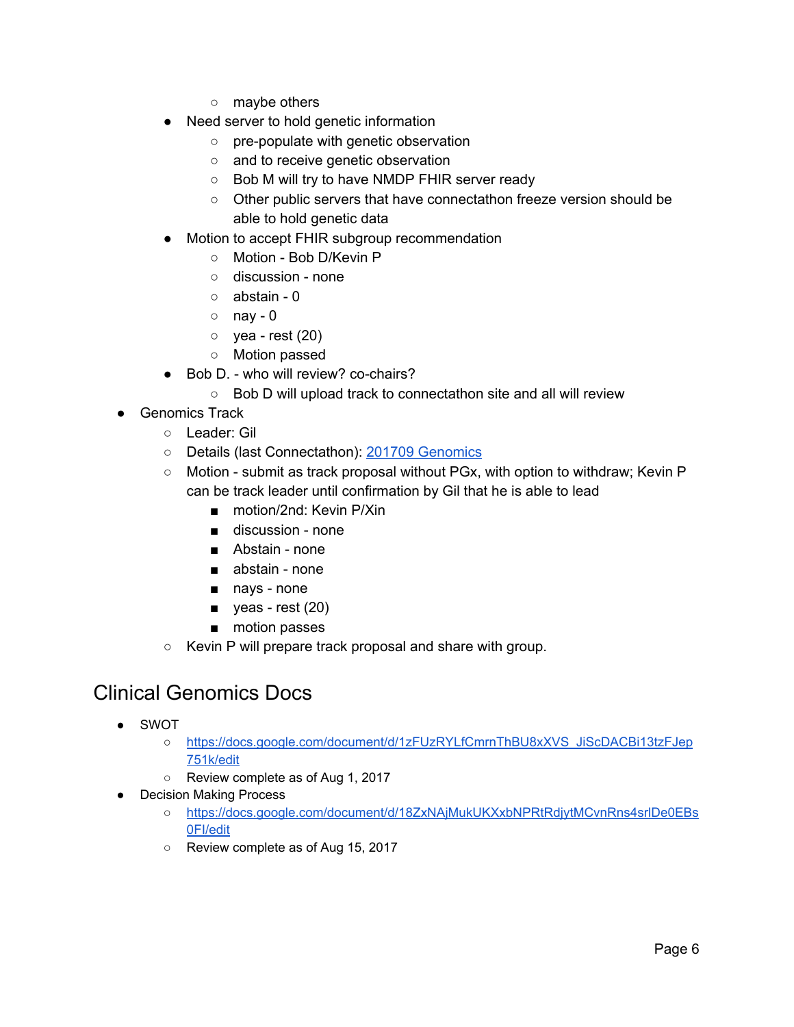- maybe others
    - Need server to hold genetic information
        - pre-populate with genetic observation
        - and to receive genetic observation
        - Bob M will try to have NMDP FHIR server ready
        - Other public servers that have connectathon freeze version should be able to hold genetic data
    - Motion to accept FHIR subgroup recommendation
        - Motion - Bob D/Kevin P
        - discussion - none
        - abstain - 0
        - nay - 0
        - yea - rest (20)
        - Motion passed
    - Bob D. - who will review? co-chairs?
        - Bob D will upload track to connectathon site and all will review
- Genomics Track
    - Leader: Gil
    - Details (last Connectathon): [201709 Genomics]()
    - Motion - submit as track proposal without PGx, with option to withdraw; Kevin P can be track leader until confirmation by Gil that he is able to lead
        - motion/2nd: Kevin P/Xin
        - discussion - none
        - Abstain - none
        - abstain - none
        - nays - none
        - yeas - rest (20)
        - motion passes
    - Kevin P will prepare track proposal and share with group.

## Clinical Genomics Docs

- SWOT
    - https://docs.google.com/document/d/1zFUzRYLfCmrnThBU8xXVS_JiScDACBi13tzFJep751k/edit
    - Review complete as of Aug 1, 2017
- Decision Making Process
    - https://docs.google.com/document/d/18ZxNAjMukUKXxbNPRtRdjytMCvnRns4srlDe0EBs0FI/edit
    - Review complete as of Aug 15, 2017